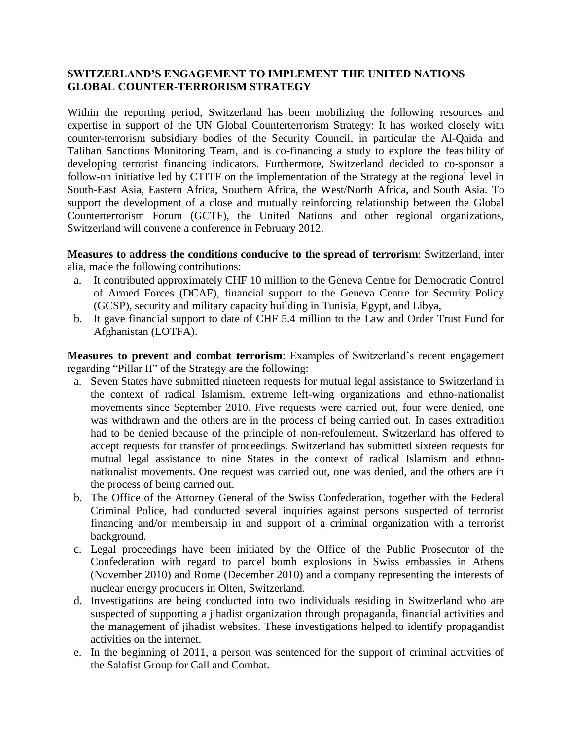## SWITZERLAND'S ENGAGEMENT TO IMPLEMENT THE UNITED NATIONS GLOBAL COUNTER-TERRORISM STRATEGY

Within the reporting period, Switzerland has been mobilizing the following resources and expertise in support of the UN Global Counterterrorism Strategy: It has worked closely with counter-terrorism subsidiary bodies of the Security Council, in particular the Al-Qaida and Taliban Sanctions Monitoring Team, and is co-financing a study to explore the feasibility of developing terrorist financing indicators. Furthermore, Switzerland decided to co-sponsor a follow-on initiative led by CTITF on the implementation of the Strategy at the regional level in South-East Asia, Eastern Africa, Southern Africa, the West/North Africa, and South Asia. To support the development of a close and mutually reinforcing relationship between the Global Counterterrorism Forum (GCTF), the United Nations and other regional organizations, Switzerland will convene a conference in February 2012.

**Measures to address the conditions conducive to the spread of terrorism**: Switzerland, inter alia, made the following contributions:

a. It contributed approximately CHF 10 million to the Geneva Centre for Democratic Control of Armed Forces (DCAF), financial support to the Geneva Centre for Security Policy (GCSP), security and military capacity building in Tunisia, Egypt, and Libya,
b. It gave financial support to date of CHF 5.4 million to the Law and Order Trust Fund for Afghanistan (LOTFA).

**Measures to prevent and combat terrorism**: Examples of Switzerland's recent engagement regarding "Pillar II" of the Strategy are the following:

a. Seven States have submitted nineteen requests for mutual legal assistance to Switzerland in the context of radical Islamism, extreme left-wing organizations and ethno-nationalist movements since September 2010. Five requests were carried out, four were denied, one was withdrawn and the others are in the process of being carried out. In cases extradition had to be denied because of the principle of non-refoulement, Switzerland has offered to accept requests for transfer of proceedings. Switzerland has submitted sixteen requests for mutual legal assistance to nine States in the context of radical Islamism and ethno-nationalist movements. One request was carried out, one was denied, and the others are in the process of being carried out.
b. The Office of the Attorney General of the Swiss Confederation, together with the Federal Criminal Police, had conducted several inquiries against persons suspected of terrorist financing and/or membership in and support of a criminal organization with a terrorist background.
c. Legal proceedings have been initiated by the Office of the Public Prosecutor of the Confederation with regard to parcel bomb explosions in Swiss embassies in Athens (November 2010) and Rome (December 2010) and a company representing the interests of nuclear energy producers in Olten, Switzerland.
d. Investigations are being conducted into two individuals residing in Switzerland who are suspected of supporting a jihadist organization through propaganda, financial activities and the management of jihadist websites. These investigations helped to identify propagandist activities on the internet.
e. In the beginning of 2011, a person was sentenced for the support of criminal activities of the Salafist Group for Call and Combat.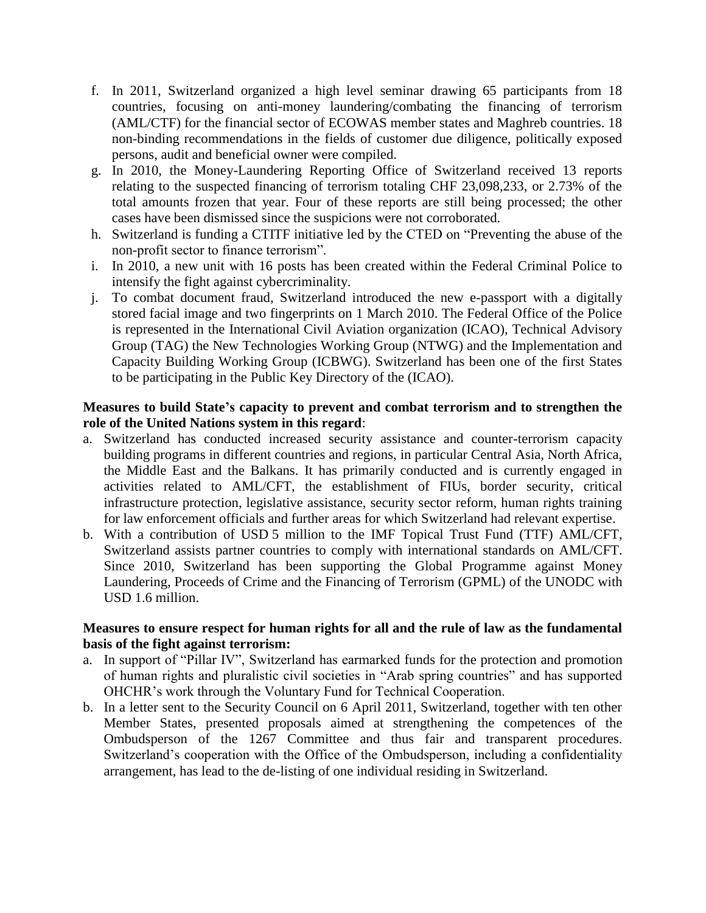f. In 2011, Switzerland organized a high level seminar drawing 65 participants from 18 countries, focusing on anti-money laundering/combating the financing of terrorism (AML/CTF) for the financial sector of ECOWAS member states and Maghreb countries. 18 non-binding recommendations in the fields of customer due diligence, politically exposed persons, audit and beneficial owner were compiled.
g. In 2010, the Money-Laundering Reporting Office of Switzerland received 13 reports relating to the suspected financing of terrorism totaling CHF 23,098,233, or 2.73% of the total amounts frozen that year. Four of these reports are still being processed; the other cases have been dismissed since the suspicions were not corroborated.
h. Switzerland is funding a CTITF initiative led by the CTED on "Preventing the abuse of the non-profit sector to finance terrorism".
i. In 2010, a new unit with 16 posts has been created within the Federal Criminal Police to intensify the fight against cybercriminality.
j. To combat document fraud, Switzerland introduced the new e-passport with a digitally stored facial image and two fingerprints on 1 March 2010. The Federal Office of the Police is represented in the International Civil Aviation organization (ICAO), Technical Advisory Group (TAG) the New Technologies Working Group (NTWG) and the Implementation and Capacity Building Working Group (ICBWG). Switzerland has been one of the first States to be participating in the Public Key Directory of the (ICAO).

**Measures to build State's capacity to prevent and combat terrorism and to strengthen the role of the United Nations system in this regard**:

a. Switzerland has conducted increased security assistance and counter-terrorism capacity building programs in different countries and regions, in particular Central Asia, North Africa, the Middle East and the Balkans. It has primarily conducted and is currently engaged in activities related to AML/CFT, the establishment of FIUs, border security, critical infrastructure protection, legislative assistance, security sector reform, human rights training for law enforcement officials and further areas for which Switzerland had relevant expertise.
b. With a contribution of USD 5 million to the IMF Topical Trust Fund (TTF) AML/CFT, Switzerland assists partner countries to comply with international standards on AML/CFT. Since 2010, Switzerland has been supporting the Global Programme against Money Laundering, Proceeds of Crime and the Financing of Terrorism (GPML) of the UNODC with USD 1.6 million.

**Measures to ensure respect for human rights for all and the rule of law as the fundamental basis of the fight against terrorism:**

a. In support of "Pillar IV", Switzerland has earmarked funds for the protection and promotion of human rights and pluralistic civil societies in "Arab spring countries" and has supported OHCHR's work through the Voluntary Fund for Technical Cooperation.
b. In a letter sent to the Security Council on 6 April 2011, Switzerland, together with ten other Member States, presented proposals aimed at strengthening the competences of the Ombudsperson of the 1267 Committee and thus fair and transparent procedures. Switzerland's cooperation with the Office of the Ombudsperson, including a confidentiality arrangement, has lead to the de-listing of one individual residing in Switzerland.